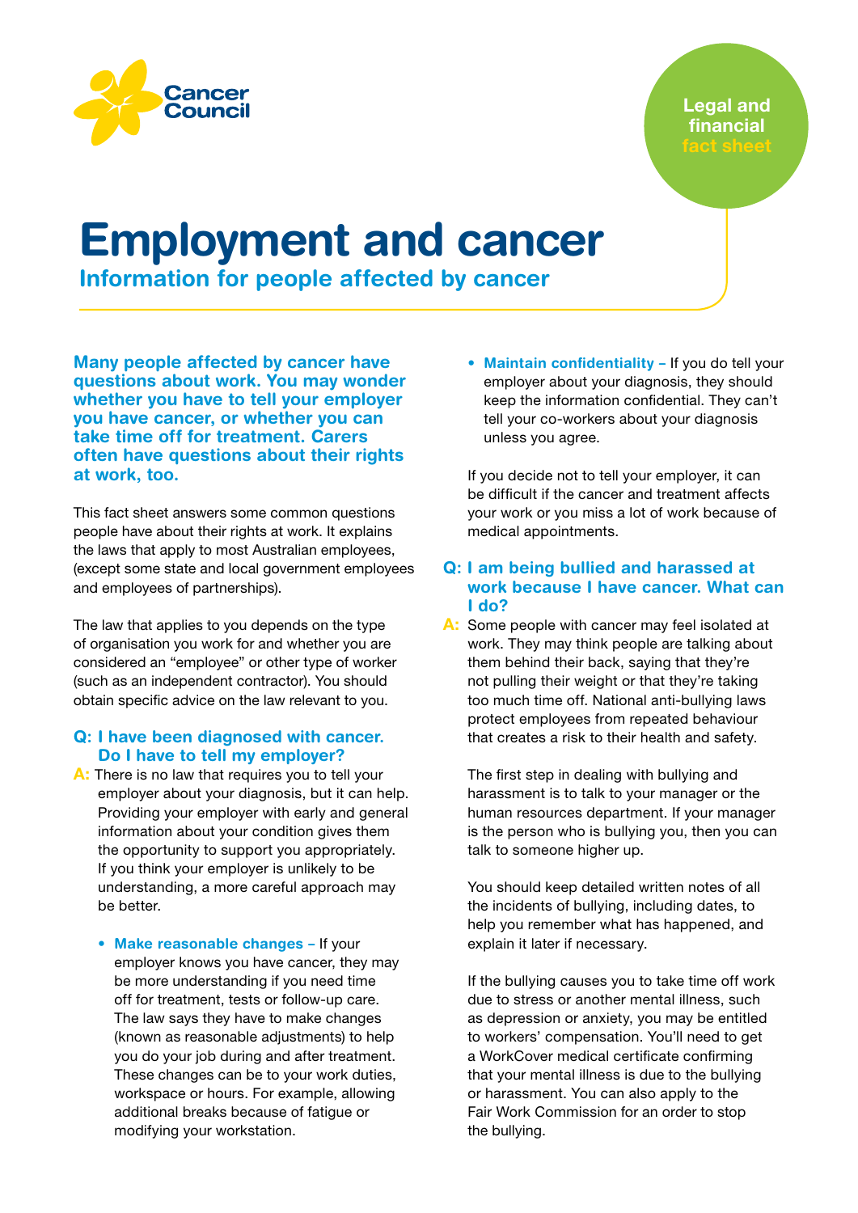Cancer Council

Legal and financial fact sheet

# Employment and cancer

## Information for people affected by cancer

**Many people affected by cancer have questions about work. You may wonder whether you have to tell your employer you have cancer, or whether you can take time off for treatment. Carers often have questions about their rights at work, too.**

This fact sheet answers some common questions people have about their rights at work. It explains the laws that apply to most Australian employees, (except some state and local government employees and employees of partnerships).

The law that applies to you depends on the type of organisation you work for and whether you are considered an "employee" or other type of worker (such as an independent contractor). You should obtain specific advice on the law relevant to you.

### Q: I have been diagnosed with cancer. Do I have to tell my employer?

**A:** There is no law that requires you to tell your employer about your diagnosis, but it can help. Providing your employer with early and general information about your condition gives them the opportunity to support you appropriately. If you think your employer is unlikely to be understanding, a more careful approach may be better.

- **Make reasonable changes –** If your employer knows you have cancer, they may be more understanding if you need time off for treatment, tests or follow-up care. The law says they have to make changes (known as reasonable adjustments) to help you do your job during and after treatment. These changes can be to your work duties, workspace or hours. For example, allowing additional breaks because of fatigue or modifying your workstation.
- **Maintain confidentiality –** If you do tell your employer about your diagnosis, they should keep the information confidential. They can't tell your co-workers about your diagnosis unless you agree.

If you decide not to tell your employer, it can be difficult if the cancer and treatment affects your work or you miss a lot of work because of medical appointments.

### Q: I am being bullied and harassed at work because I have cancer. What can I do?

**A:** Some people with cancer may feel isolated at work. They may think people are talking about them behind their back, saying that they're not pulling their weight or that they're taking too much time off. National anti-bullying laws protect employees from repeated behaviour that creates a risk to their health and safety.

The first step in dealing with bullying and harassment is to talk to your manager or the human resources department. If your manager is the person who is bullying you, then you can talk to someone higher up.

You should keep detailed written notes of all the incidents of bullying, including dates, to help you remember what has happened, and explain it later if necessary.

If the bullying causes you to take time off work due to stress or another mental illness, such as depression or anxiety, you may be entitled to workers' compensation. You'll need to get a WorkCover medical certificate confirming that your mental illness is due to the bullying or harassment. You can also apply to the Fair Work Commission for an order to stop the bullying.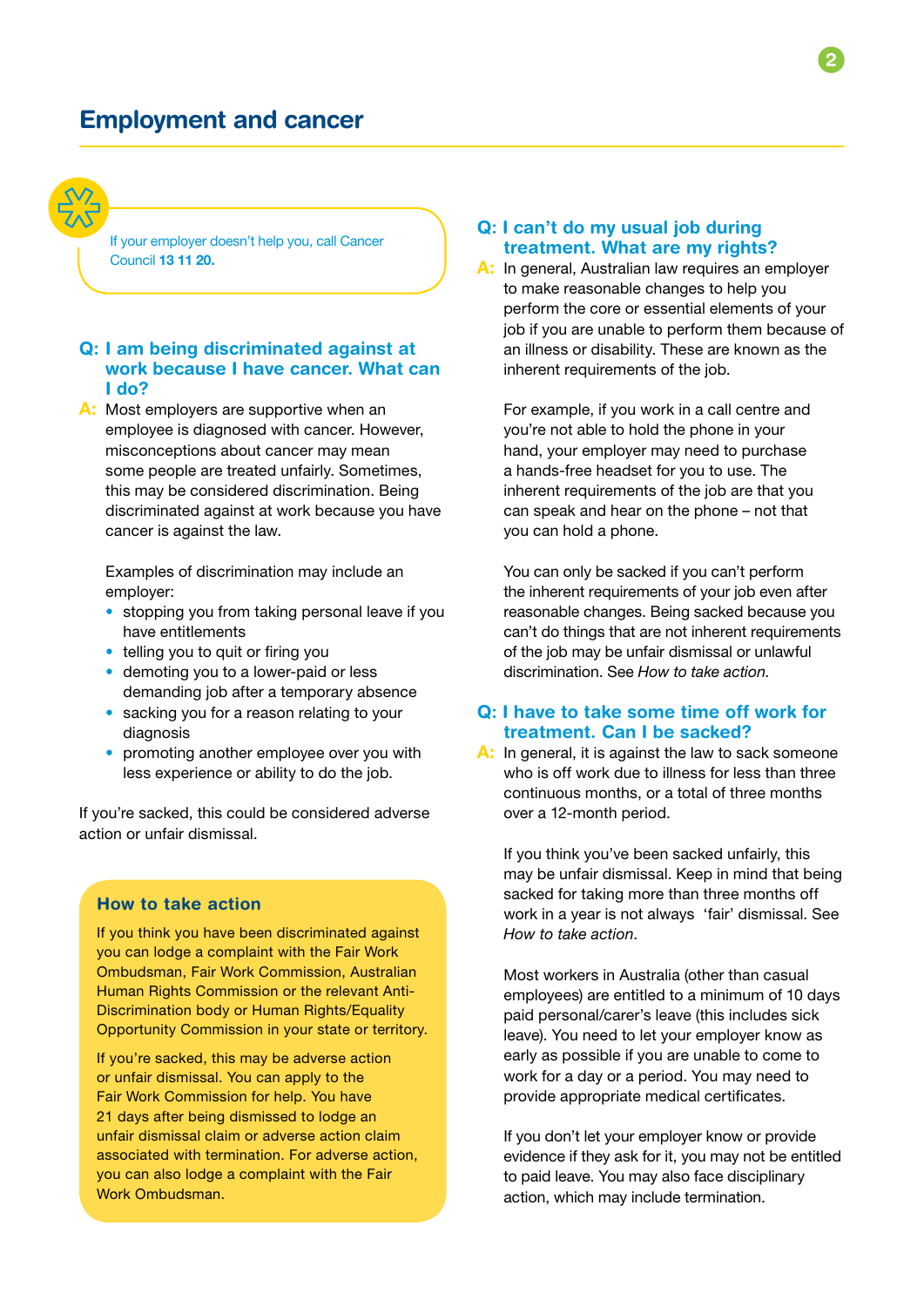# Employment and cancer

If your employer doesn't help you, call Cancer Council **13 11 20.**

### Q: I am being discriminated against at work because I have cancer. What can I do?

**A:** Most employers are supportive when an employee is diagnosed with cancer. However, misconceptions about cancer may mean some people are treated unfairly. Sometimes, this may be considered discrimination. Being discriminated against at work because you have cancer is against the law.

Examples of discrimination may include an employer:

- stopping you from taking personal leave if you have entitlements
- telling you to quit or firing you
- demoting you to a lower-paid or less demanding job after a temporary absence
- sacking you for a reason relating to your diagnosis
- promoting another employee over you with less experience or ability to do the job.

If you're sacked, this could be considered adverse action or unfair dismissal.

### How to take action

If you think you have been discriminated against you can lodge a complaint with the Fair Work Ombudsman, Fair Work Commission, Australian Human Rights Commission or the relevant Anti-Discrimination body or Human Rights/Equality Opportunity Commission in your state or territory.

If you're sacked, this may be adverse action or unfair dismissal. You can apply to the Fair Work Commission for help. You have 21 days after being dismissed to lodge an unfair dismissal claim or adverse action claim associated with termination. For adverse action, you can also lodge a complaint with the Fair Work Ombudsman.

### Q: I can't do my usual job during treatment. What are my rights?

**A:** In general, Australian law requires an employer to make reasonable changes to help you perform the core or essential elements of your job if you are unable to perform them because of an illness or disability. These are known as the inherent requirements of the job.

For example, if you work in a call centre and you're not able to hold the phone in your hand, your employer may need to purchase a hands-free headset for you to use. The inherent requirements of the job are that you can speak and hear on the phone – not that you can hold a phone.

You can only be sacked if you can't perform the inherent requirements of your job even after reasonable changes. Being sacked because you can't do things that are not inherent requirements of the job may be unfair dismissal or unlawful discrimination. See *How to take action*.

### Q: I have to take some time off work for treatment. Can I be sacked?

**A:** In general, it is against the law to sack someone who is off work due to illness for less than three continuous months, or a total of three months over a 12-month period.

If you think you've been sacked unfairly, this may be unfair dismissal. Keep in mind that being sacked for taking more than three months off work in a year is not always 'fair' dismissal. See *How to take action*.

Most workers in Australia (other than casual employees) are entitled to a minimum of 10 days paid personal/carer's leave (this includes sick leave). You need to let your employer know as early as possible if you are unable to come to work for a day or a period. You may need to provide appropriate medical certificates.

If you don't let your employer know or provide evidence if they ask for it, you may not be entitled to paid leave. You may also face disciplinary action, which may include termination.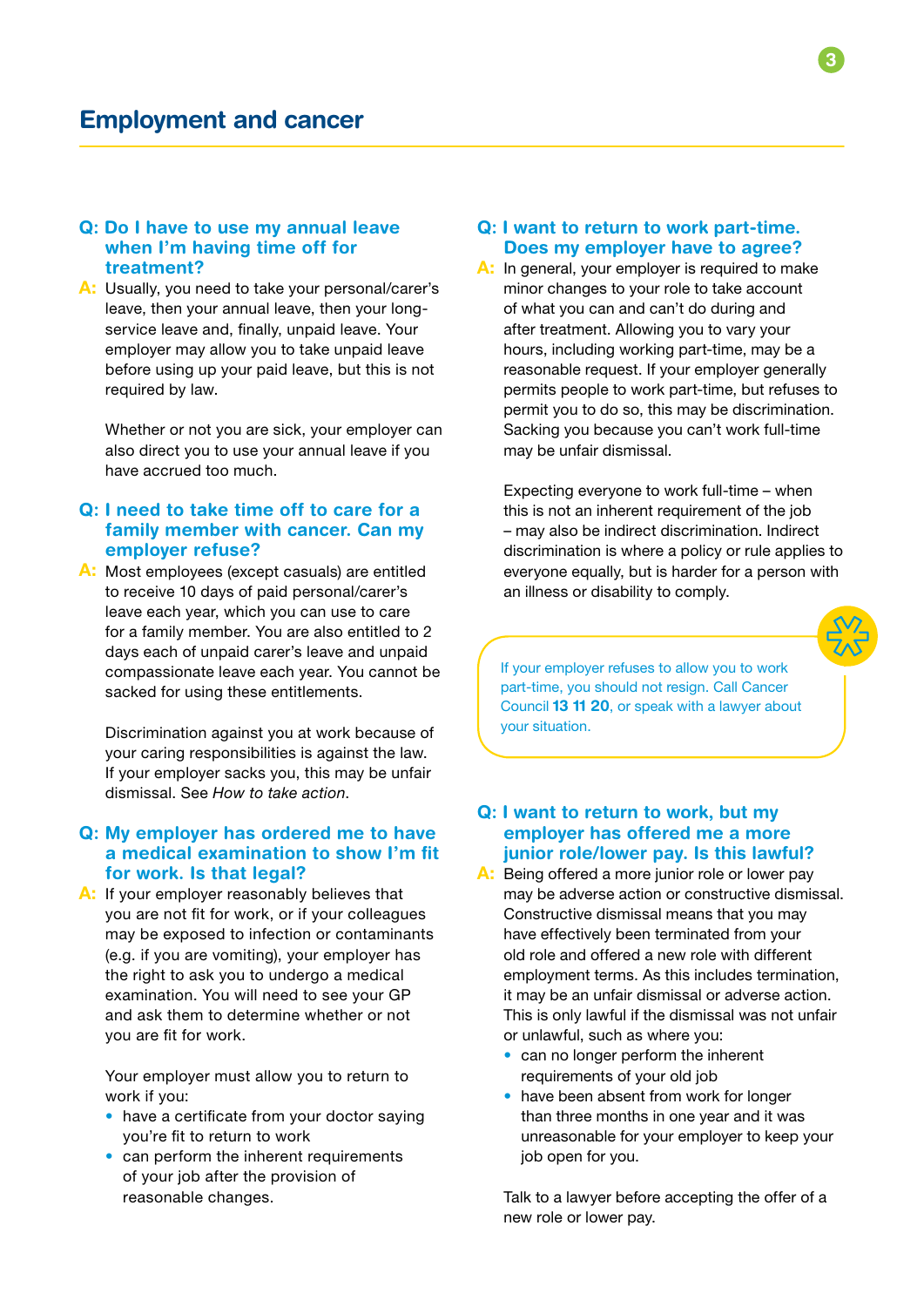# Employment and cancer

### Q: Do I have to use my annual leave when I'm having time off for treatment?

**A:** Usually, you need to take your personal/carer's leave, then your annual leave, then your long-service leave and, finally, unpaid leave. Your employer may allow you to take unpaid leave before using up your paid leave, but this is not required by law.

Whether or not you are sick, your employer can also direct you to use your annual leave if you have accrued too much.

### Q: I need to take time off to care for a family member with cancer. Can my employer refuse?

**A:** Most employees (except casuals) are entitled to receive 10 days of paid personal/carer's leave each year, which you can use to care for a family member. You are also entitled to 2 days each of unpaid carer's leave and unpaid compassionate leave each year. You cannot be sacked for using these entitlements.

Discrimination against you at work because of your caring responsibilities is against the law. If your employer sacks you, this may be unfair dismissal. See *How to take action*.

### Q: My employer has ordered me to have a medical examination to show I'm fit for work. Is that legal?

**A:** If your employer reasonably believes that you are not fit for work, or if your colleagues may be exposed to infection or contaminants (e.g. if you are vomiting), your employer has the right to ask you to undergo a medical examination. You will need to see your GP and ask them to determine whether or not you are fit for work.

Your employer must allow you to return to work if you:

- have a certificate from your doctor saying you're fit to return to work
- can perform the inherent requirements of your job after the provision of reasonable changes.

### Q: I want to return to work part-time. Does my employer have to agree?

**A:** In general, your employer is required to make minor changes to your role to take account of what you can and can't do during and after treatment. Allowing you to vary your hours, including working part-time, may be a reasonable request. If your employer generally permits people to work part-time, but refuses to permit you to do so, this may be discrimination. Sacking you because you can't work full-time may be unfair dismissal.

Expecting everyone to work full-time – when this is not an inherent requirement of the job – may also be indirect discrimination. Indirect discrimination is where a policy or rule applies to everyone equally, but is harder for a person with an illness or disability to comply.

> If your employer refuses to allow you to work part-time, you should not resign. Call Cancer Council **13 11 20**, or speak with a lawyer about your situation.

### Q: I want to return to work, but my employer has offered me a more junior role/lower pay. Is this lawful?

**A:** Being offered a more junior role or lower pay may be adverse action or constructive dismissal. Constructive dismissal means that you may have effectively been terminated from your old role and offered a new role with different employment terms. As this includes termination, it may be an unfair dismissal or adverse action. This is only lawful if the dismissal was not unfair or unlawful, such as where you:

- can no longer perform the inherent requirements of your old job
- have been absent from work for longer than three months in one year and it was unreasonable for your employer to keep your job open for you.

Talk to a lawyer before accepting the offer of a new role or lower pay.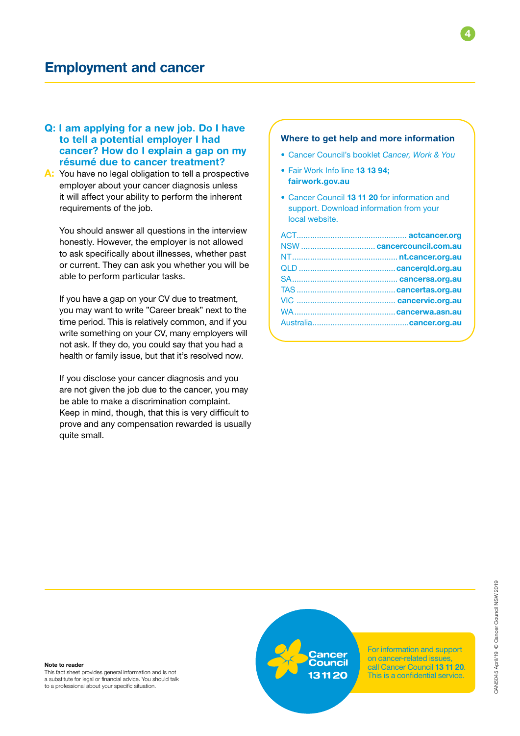# Employment and cancer

**Q: I am applying for a new job. Do I have to tell a potential employer I had cancer? How do I explain a gap on my résumé due to cancer treatment?**

**A:** You have no legal obligation to tell a prospective employer about your cancer diagnosis unless it will affect your ability to perform the inherent requirements of the job.

You should answer all questions in the interview honestly. However, the employer is not allowed to ask specifically about illnesses, whether past or current. They can ask you whether you will be able to perform particular tasks.

If you have a gap on your CV due to treatment, you may want to write "Career break" next to the time period. This is relatively common, and if you write something on your CV, many employers will not ask. If they do, you could say that you had a health or family issue, but that it's resolved now.

If you disclose your cancer diagnosis and you are not given the job due to the cancer, you may be able to make a discrimination complaint. Keep in mind, though, that this is very difficult to prove and any compensation rewarded is usually quite small.

### Where to get help and more information

- Cancer Council's booklet *Cancer, Work & You*
- Fair Work Info line **13 13 94; fairwork.gov.au**
- Cancer Council **13 11 20** for information and support. Download information from your local website.

| | |
|---|---|
| ACT | **actcancer.org** |
| NSW | **cancercouncil.com.au** |
| NT | **nt.cancer.org.au** |
| QLD | **cancerqld.org.au** |
| SA | **cancersa.org.au** |
| TAS | **cancertas.org.au** |
| VIC | **cancervic.org.au** |
| WA | **cancerwa.asn.au** |
| Australia | **cancer.org.au** |

**Note to reader**
This fact sheet provides general information and is not a substitute for legal or financial advice. You should talk to a professional about your specific situation.

Cancer Council 13 11 20

For information and support on cancer-related issues, call Cancer Council **13 11 20**. This is a confidential service.

CAN5045 April/19 © Cancer Council NSW 2019